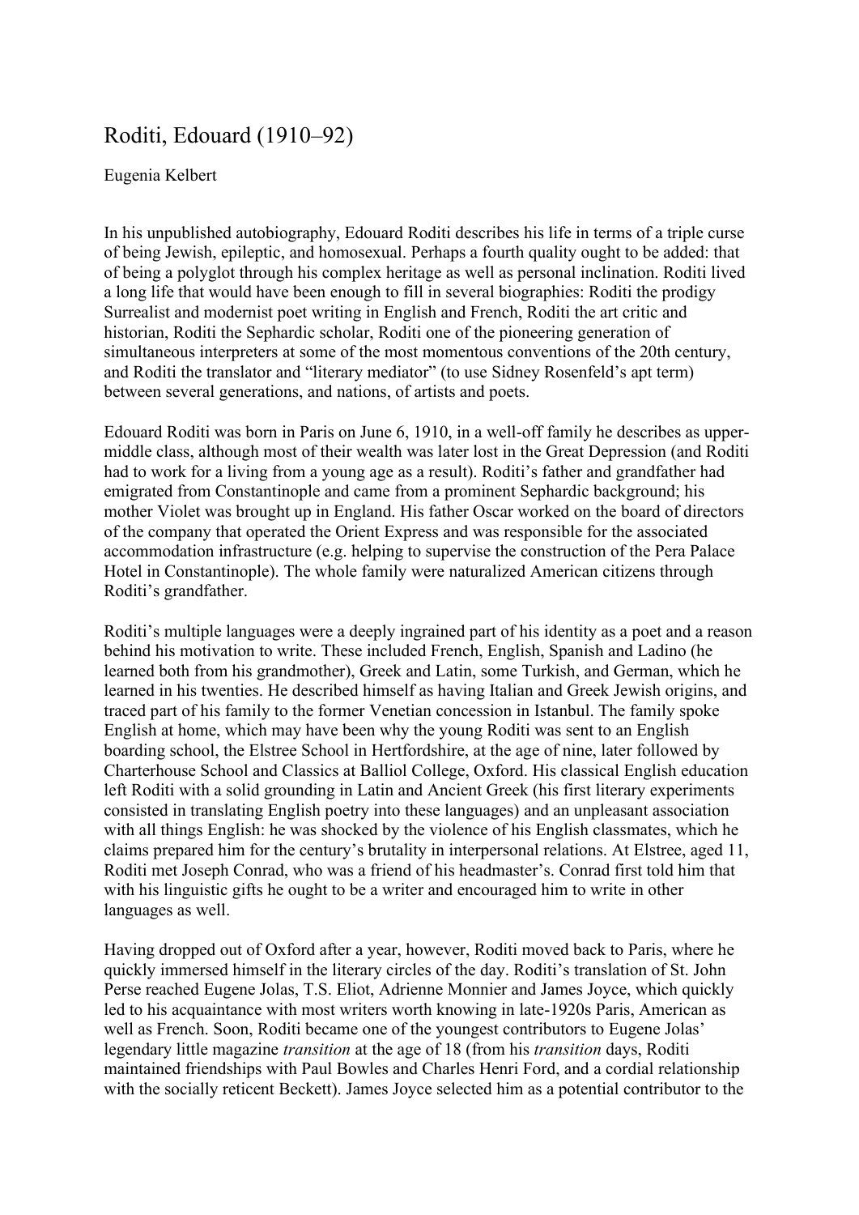# Roditi, Edouard (1910–92)

Eugenia Kelbert

In his unpublished autobiography, Edouard Roditi describes his life in terms of a triple curse of being Jewish, epileptic, and homosexual. Perhaps a fourth quality ought to be added: that of being a polyglot through his complex heritage as well as personal inclination. Roditi lived a long life that would have been enough to fill in several biographies: Roditi the prodigy Surrealist and modernist poet writing in English and French, Roditi the art critic and historian, Roditi the Sephardic scholar, Roditi one of the pioneering generation of simultaneous interpreters at some of the most momentous conventions of the 20th century, and Roditi the translator and "literary mediator" (to use Sidney Rosenfeld's apt term) between several generations, and nations, of artists and poets.

Edouard Roditi was born in Paris on June 6, 1910, in a well-off family he describes as upper-middle class, although most of their wealth was later lost in the Great Depression (and Roditi had to work for a living from a young age as a result). Roditi's father and grandfather had emigrated from Constantinople and came from a prominent Sephardic background; his mother Violet was brought up in England. His father Oscar worked on the board of directors of the company that operated the Orient Express and was responsible for the associated accommodation infrastructure (e.g. helping to supervise the construction of the Pera Palace Hotel in Constantinople). The whole family were naturalized American citizens through Roditi's grandfather.

Roditi's multiple languages were a deeply ingrained part of his identity as a poet and a reason behind his motivation to write. These included French, English, Spanish and Ladino (he learned both from his grandmother), Greek and Latin, some Turkish, and German, which he learned in his twenties. He described himself as having Italian and Greek Jewish origins, and traced part of his family to the former Venetian concession in Istanbul. The family spoke English at home, which may have been why the young Roditi was sent to an English boarding school, the Elstree School in Hertfordshire, at the age of nine, later followed by Charterhouse School and Classics at Balliol College, Oxford. His classical English education left Roditi with a solid grounding in Latin and Ancient Greek (his first literary experiments consisted in translating English poetry into these languages) and an unpleasant association with all things English: he was shocked by the violence of his English classmates, which he claims prepared him for the century's brutality in interpersonal relations. At Elstree, aged 11, Roditi met Joseph Conrad, who was a friend of his headmaster's. Conrad first told him that with his linguistic gifts he ought to be a writer and encouraged him to write in other languages as well.

Having dropped out of Oxford after a year, however, Roditi moved back to Paris, where he quickly immersed himself in the literary circles of the day. Roditi's translation of St. John Perse reached Eugene Jolas, T.S. Eliot, Adrienne Monnier and James Joyce, which quickly led to his acquaintance with most writers worth knowing in late-1920s Paris, American as well as French. Soon, Roditi became one of the youngest contributors to Eugene Jolas' legendary little magazine *transition* at the age of 18 (from his *transition* days, Roditi maintained friendships with Paul Bowles and Charles Henri Ford, and a cordial relationship with the socially reticent Beckett). James Joyce selected him as a potential contributor to the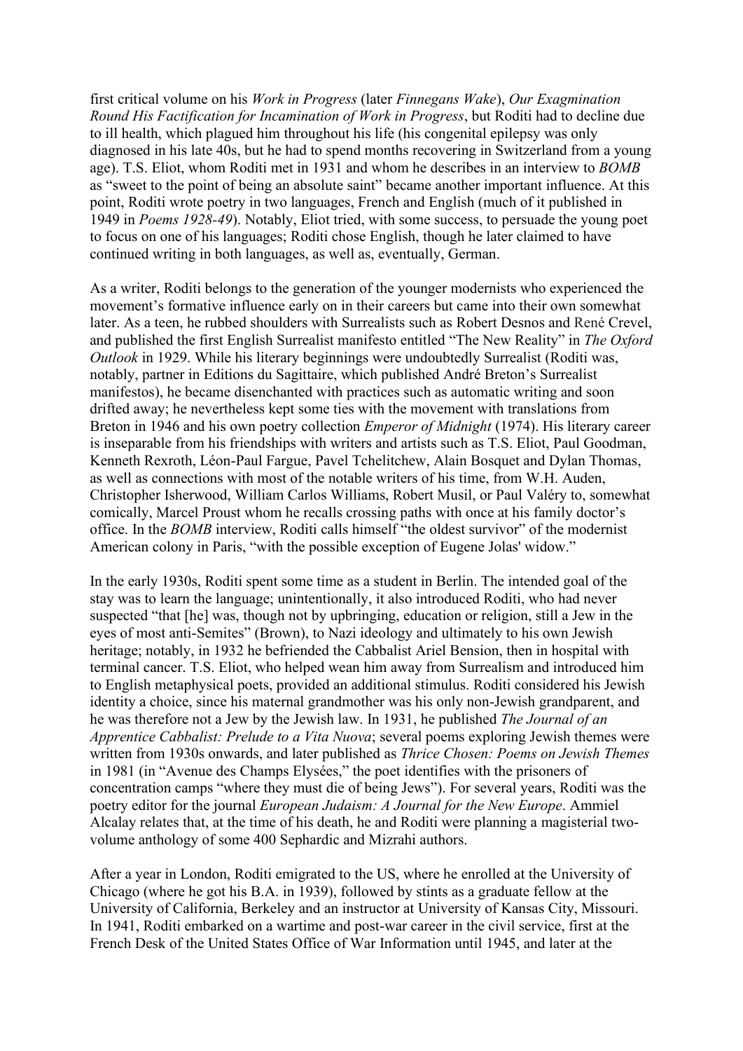first critical volume on his *Work in Progress* (later *Finnegans Wake*), *Our Exagmination Round His Factification for Incamination of Work in Progress*, but Roditi had to decline due to ill health, which plagued him throughout his life (his congenital epilepsy was only diagnosed in his late 40s, but he had to spend months recovering in Switzerland from a young age). T.S. Eliot, whom Roditi met in 1931 and whom he describes in an interview to *BOMB* as "sweet to the point of being an absolute saint" became another important influence. At this point, Roditi wrote poetry in two languages, French and English (much of it published in 1949 in *Poems 1928-49*). Notably, Eliot tried, with some success, to persuade the young poet to focus on one of his languages; Roditi chose English, though he later claimed to have continued writing in both languages, as well as, eventually, German.

As a writer, Roditi belongs to the generation of the younger modernists who experienced the movement's formative influence early on in their careers but came into their own somewhat later. As a teen, he rubbed shoulders with Surrealists such as Robert Desnos and René Crevel, and published the first English Surrealist manifesto entitled "The New Reality" in *The Oxford Outlook* in 1929. While his literary beginnings were undoubtedly Surrealist (Roditi was, notably, partner in Editions du Sagittaire, which published André Breton's Surrealist manifestos), he became disenchanted with practices such as automatic writing and soon drifted away; he nevertheless kept some ties with the movement with translations from Breton in 1946 and his own poetry collection *Emperor of Midnight* (1974). His literary career is inseparable from his friendships with writers and artists such as T.S. Eliot, Paul Goodman, Kenneth Rexroth, Léon-Paul Fargue, Pavel Tchelitchew, Alain Bosquet and Dylan Thomas, as well as connections with most of the notable writers of his time, from W.H. Auden, Christopher Isherwood, William Carlos Williams, Robert Musil, or Paul Valéry to, somewhat comically, Marcel Proust whom he recalls crossing paths with once at his family doctor's office. In the *BOMB* interview, Roditi calls himself "the oldest survivor" of the modernist American colony in Paris, "with the possible exception of Eugene Jolas' widow."

In the early 1930s, Roditi spent some time as a student in Berlin. The intended goal of the stay was to learn the language; unintentionally, it also introduced Roditi, who had never suspected "that [he] was, though not by upbringing, education or religion, still a Jew in the eyes of most anti-Semites" (Brown), to Nazi ideology and ultimately to his own Jewish heritage; notably, in 1932 he befriended the Cabbalist Ariel Bension, then in hospital with terminal cancer. T.S. Eliot, who helped wean him away from Surrealism and introduced him to English metaphysical poets, provided an additional stimulus. Roditi considered his Jewish identity a choice, since his maternal grandmother was his only non-Jewish grandparent, and he was therefore not a Jew by the Jewish law. In 1931, he published *The Journal of an Apprentice Cabbalist: Prelude to a Vita Nuova*; several poems exploring Jewish themes were written from 1930s onwards, and later published as *Thrice Chosen: Poems on Jewish Themes* in 1981 (in "Avenue des Champs Elysées," the poet identifies with the prisoners of concentration camps "where they must die of being Jews"). For several years, Roditi was the poetry editor for the journal *European Judaism: A Journal for the New Europe*. Ammiel Alcalay relates that, at the time of his death, he and Roditi were planning a magisterial two-volume anthology of some 400 Sephardic and Mizrahi authors.

After a year in London, Roditi emigrated to the US, where he enrolled at the University of Chicago (where he got his B.A. in 1939), followed by stints as a graduate fellow at the University of California, Berkeley and an instructor at University of Kansas City, Missouri. In 1941, Roditi embarked on a wartime and post-war career in the civil service, first at the French Desk of the United States Office of War Information until 1945, and later at the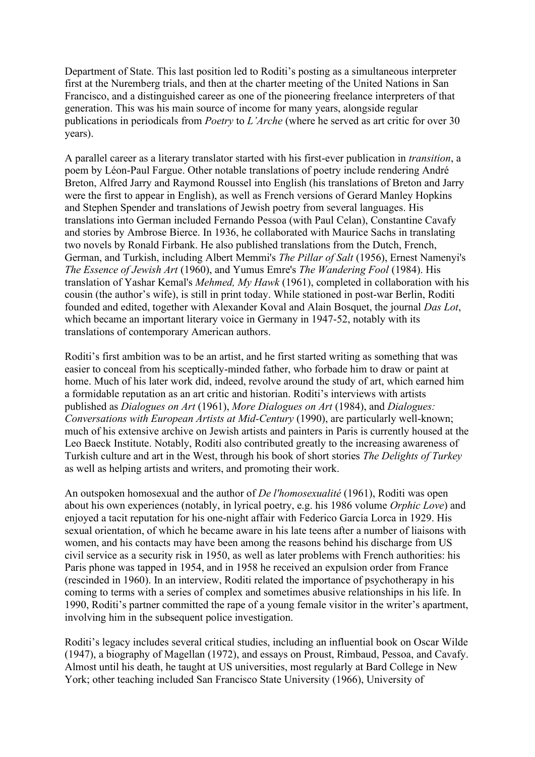Department of State. This last position led to Roditi's posting as a simultaneous interpreter first at the Nuremberg trials, and then at the charter meeting of the United Nations in San Francisco, and a distinguished career as one of the pioneering freelance interpreters of that generation. This was his main source of income for many years, alongside regular publications in periodicals from *Poetry* to *L'Arche* (where he served as art critic for over 30 years).

A parallel career as a literary translator started with his first-ever publication in *transition*, a poem by Léon-Paul Fargue. Other notable translations of poetry include rendering André Breton, Alfred Jarry and Raymond Roussel into English (his translations of Breton and Jarry were the first to appear in English), as well as French versions of Gerard Manley Hopkins and Stephen Spender and translations of Jewish poetry from several languages. His translations into German included Fernando Pessoa (with Paul Celan), Constantine Cavafy and stories by Ambrose Bierce. In 1936, he collaborated with Maurice Sachs in translating two novels by Ronald Firbank. He also published translations from the Dutch, French, German, and Turkish, including Albert Memmi's *The Pillar of Salt* (1956), Ernest Namenyi's *The Essence of Jewish Art* (1960), and Yumus Emre's *The Wandering Fool* (1984). His translation of Yashar Kemal's *Mehmed, My Hawk* (1961), completed in collaboration with his cousin (the author's wife), is still in print today. While stationed in post-war Berlin, Roditi founded and edited, together with Alexander Koval and Alain Bosquet, the journal *Das Lot*, which became an important literary voice in Germany in 1947-52, notably with its translations of contemporary American authors.

Roditi's first ambition was to be an artist, and he first started writing as something that was easier to conceal from his sceptically-minded father, who forbade him to draw or paint at home. Much of his later work did, indeed, revolve around the study of art, which earned him a formidable reputation as an art critic and historian. Roditi's interviews with artists published as *Dialogues on Art* (1961), *More Dialogues on Art* (1984), and *Dialogues: Conversations with European Artists at Mid-Century* (1990), are particularly well-known; much of his extensive archive on Jewish artists and painters in Paris is currently housed at the Leo Baeck Institute. Notably, Roditi also contributed greatly to the increasing awareness of Turkish culture and art in the West, through his book of short stories *The Delights of Turkey* as well as helping artists and writers, and promoting their work.

An outspoken homosexual and the author of *De l'homosexualité* (1961), Roditi was open about his own experiences (notably, in lyrical poetry, e.g. his 1986 volume *Orphic Love*) and enjoyed a tacit reputation for his one-night affair with Federico García Lorca in 1929. His sexual orientation, of which he became aware in his late teens after a number of liaisons with women, and his contacts may have been among the reasons behind his discharge from US civil service as a security risk in 1950, as well as later problems with French authorities: his Paris phone was tapped in 1954, and in 1958 he received an expulsion order from France (rescinded in 1960). In an interview, Roditi related the importance of psychotherapy in his coming to terms with a series of complex and sometimes abusive relationships in his life. In 1990, Roditi's partner committed the rape of a young female visitor in the writer's apartment, involving him in the subsequent police investigation.

Roditi's legacy includes several critical studies, including an influential book on Oscar Wilde (1947), a biography of Magellan (1972), and essays on Proust, Rimbaud, Pessoa, and Cavafy. Almost until his death, he taught at US universities, most regularly at Bard College in New York; other teaching included San Francisco State University (1966), University of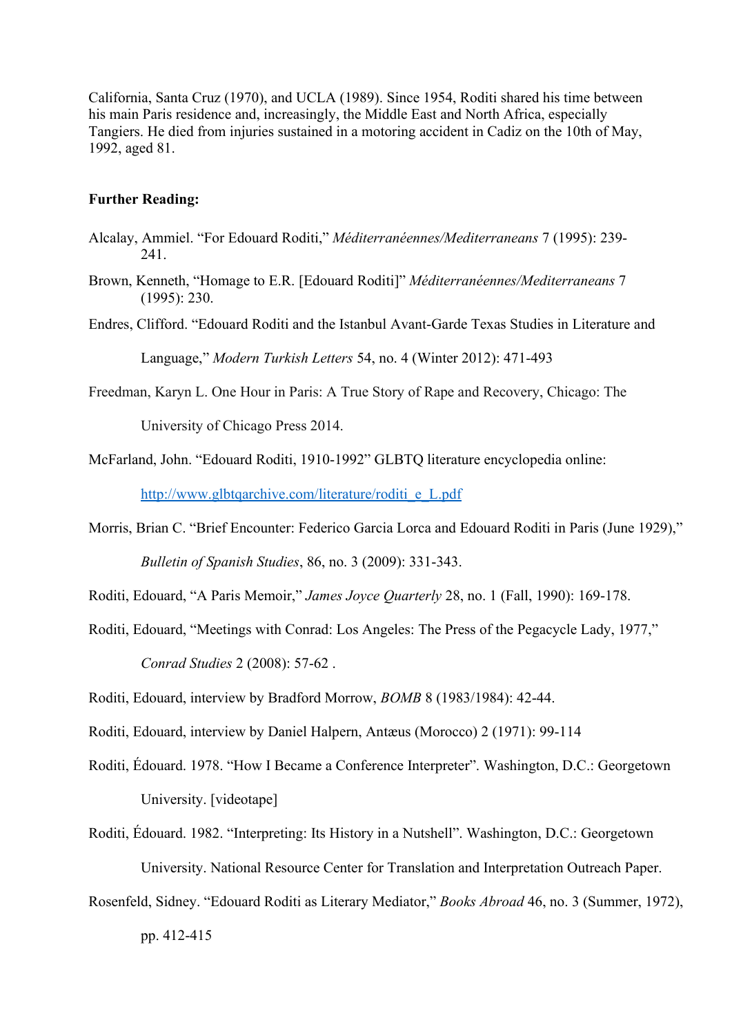California, Santa Cruz (1970), and UCLA (1989). Since 1954, Roditi shared his time between his main Paris residence and, increasingly, the Middle East and North Africa, especially Tangiers. He died from injuries sustained in a motoring accident in Cadiz on the 10th of May, 1992, aged 81.

**Further Reading:**

Alcalay, Ammiel. "For Edouard Roditi," *Méditerranéennes/Mediterraneans* 7 (1995): 239-241.

Brown, Kenneth, "Homage to E.R. [Edouard Roditi]" *Méditerranéennes/Mediterraneans* 7 (1995): 230.

Endres, Clifford. "Edouard Roditi and the Istanbul Avant-Garde Texas Studies in Literature and Language," *Modern Turkish Letters* 54, no. 4 (Winter 2012): 471-493

Freedman, Karyn L. One Hour in Paris: A True Story of Rape and Recovery, Chicago: The University of Chicago Press 2014.

McFarland, John. "Edouard Roditi, 1910-1992" GLBTQ literature encyclopedia online: http://www.glbtqarchive.com/literature/roditi_e_L.pdf

Morris, Brian C. "Brief Encounter: Federico Garcia Lorca and Edouard Roditi in Paris (June 1929)," *Bulletin of Spanish Studies*, 86, no. 3 (2009): 331-343.

Roditi, Edouard, "A Paris Memoir," *James Joyce Quarterly* 28, no. 1 (Fall, 1990): 169-178.

Roditi, Edouard, "Meetings with Conrad: Los Angeles: The Press of the Pegacycle Lady, 1977," *Conrad Studies* 2 (2008): 57-62 .

Roditi, Edouard, interview by Bradford Morrow, *BOMB* 8 (1983/1984): 42-44.

Roditi, Edouard, interview by Daniel Halpern, Antæus (Morocco) 2 (1971): 99-114

Roditi, Édouard. 1978. "How I Became a Conference Interpreter". Washington, D.C.: Georgetown University. [videotape]

Roditi, Édouard. 1982. "Interpreting: Its History in a Nutshell". Washington, D.C.: Georgetown University. National Resource Center for Translation and Interpretation Outreach Paper.

Rosenfeld, Sidney. "Edouard Roditi as Literary Mediator," *Books Abroad* 46, no. 3 (Summer, 1972), pp. 412-415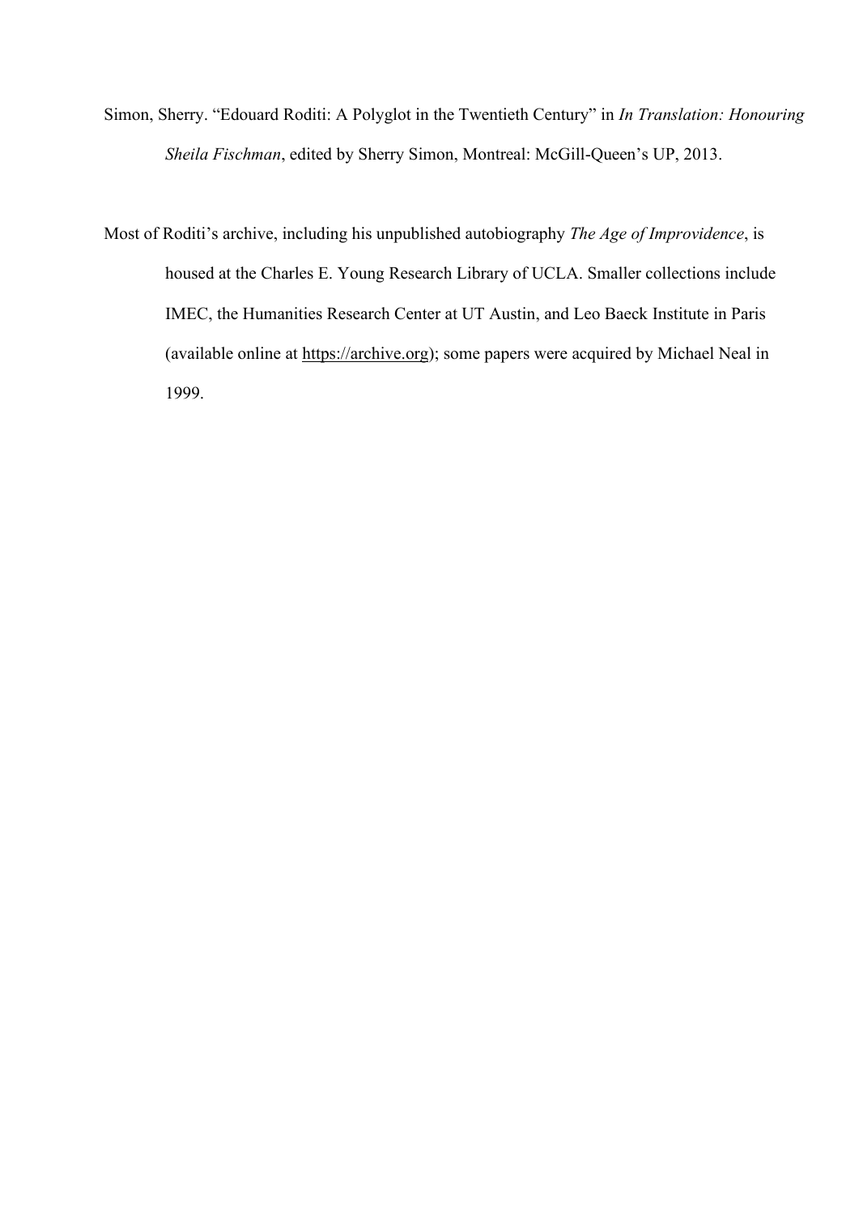Simon, Sherry. "Edouard Roditi: A Polyglot in the Twentieth Century" in *In Translation: Honouring Sheila Fischman*, edited by Sherry Simon, Montreal: McGill-Queen's UP, 2013.

Most of Roditi's archive, including his unpublished autobiography *The Age of Improvidence*, is housed at the Charles E. Young Research Library of UCLA. Smaller collections include IMEC, the Humanities Research Center at UT Austin, and Leo Baeck Institute in Paris (available online at https://archive.org); some papers were acquired by Michael Neal in 1999.